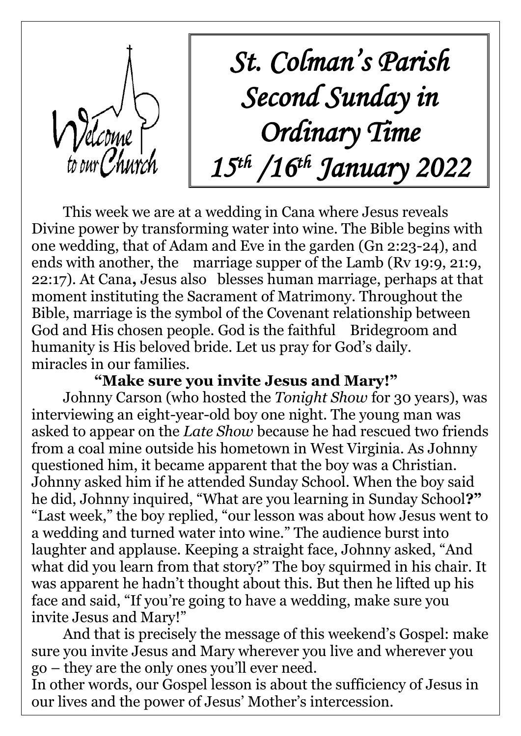Welcome to our Church

# *St. Colman's Parish Second Sunday in Ordinary Time 15th /16th January 2022*

This week we are at a wedding in Cana where Jesus reveals Divine power by transforming water into wine. The Bible begins with one wedding, that of Adam and Eve in the garden (Gn 2:23-24), and ends with another, the marriage supper of the Lamb (Rv 19:9, 21:9, 22:17). At Cana**,** Jesus also blesses human marriage, perhaps at that moment instituting the Sacrament of Matrimony. Throughout the Bible, marriage is the symbol of the Covenant relationship between God and His chosen people. God is the faithful Bridegroom and humanity is His beloved bride. Let us pray for God's daily. miracles in our families.

**"Make sure you invite Jesus and Mary!"**

Johnny Carson (who hosted the *Tonight Show* for 30 years), was interviewing an eight-year-old boy one night. The young man was asked to appear on the *Late Show* because he had rescued two friends from a coal mine outside his hometown in West Virginia. As Johnny questioned him, it became apparent that the boy was a Christian. Johnny asked him if he attended Sunday School. When the boy said he did, Johnny inquired, "What are you learning in Sunday School**?"** "Last week," the boy replied, "our lesson was about how Jesus went to a wedding and turned water into wine." The audience burst into laughter and applause. Keeping a straight face, Johnny asked, "And what did you learn from that story?" The boy squirmed in his chair. It was apparent he hadn't thought about this. But then he lifted up his face and said, "If you're going to have a wedding, make sure you invite Jesus and Mary!"

And that is precisely the message of this weekend's Gospel: make sure you invite Jesus and Mary wherever you live and wherever you go – they are the only ones you'll ever need.

In other words, our Gospel lesson is about the sufficiency of Jesus in our lives and the power of Jesus' Mother's intercession.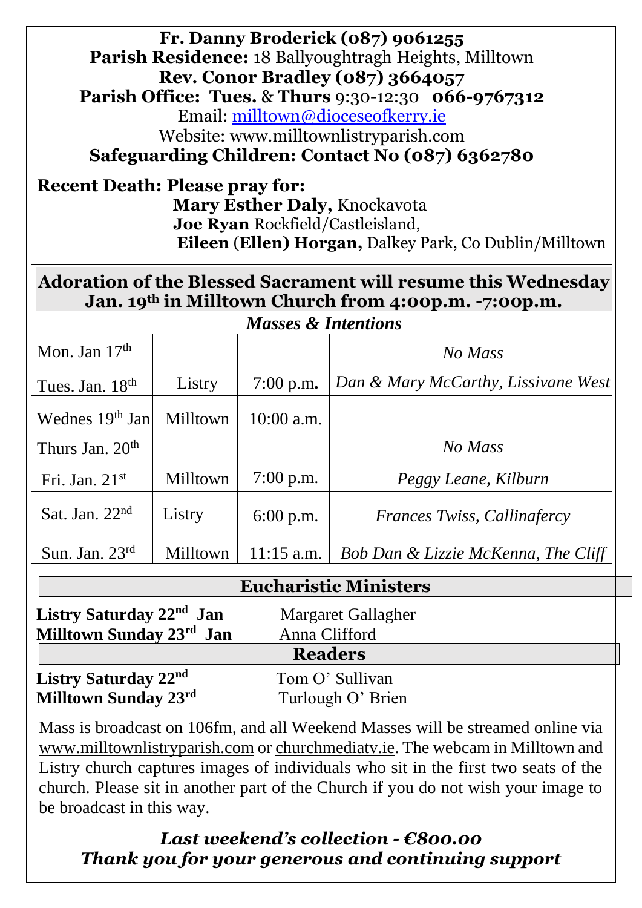**Fr. Danny Broderick (087) 9061255**
**Parish Residence:** 18 Ballyoughtragh Heights, Milltown
**Rev. Conor Bradley (087) 3664057**
**Parish Office: Tues.** & **Thurs** 9:30-12:30 **066-9767312**
Email: milltown@dioceseofkerry.ie
Website: www.milltownlistryparish.com
**Safeguarding Children: Contact No (087) 6362780**

**Recent Death: Please pray for:**
**Mary Esther Daly,** Knockavota
**Joe Ryan** Rockfield/Castleisland,
**Eileen (Ellen) Horgan,** Dalkey Park, Co Dublin/Milltown

**Adoration of the Blessed Sacrament will resume this Wednesday Jan. 19th in Milltown Church from 4:00p.m. -7:00p.m.**

***Masses & Intentions***

| Day | Church | Time | Intention |
|---|---|---|---|
| Mon. Jan 17th | | | *No Mass* |
| Tues. Jan. 18th | Listry | 7:00 p.m. | *Dan & Mary McCarthy, Lissivane West* |
| Wednes 19th Jan | Milltown | 10:00 a.m. | |
| Thurs Jan. 20th | | | *No Mass* |
| Fri. Jan. 21st | Milltown | 7:00 p.m. | *Peggy Leane, Kilburn* |
| Sat. Jan. 22nd | Listry | 6:00 p.m. | *Frances Twiss, Callinafercy* |
| Sun. Jan. 23rd | Milltown | 11:15 a.m. | *Bob Dan & Lizzie McKenna, The Cliff* |

**Eucharistic Ministers**

**Listry Saturday 22nd Jan** Margaret Gallagher
**Milltown Sunday 23rd Jan** Anna Clifford

**Readers**

**Listry Saturday 22nd** Tom O' Sullivan
**Milltown Sunday 23rd** Turlough O' Brien

Mass is broadcast on 106fm, and all Weekend Masses will be streamed online via www.milltownlistryparish.com or churchmediatv.ie. The webcam in Milltown and Listry church captures images of individuals who sit in the first two seats of the church. Please sit in another part of the Church if you do not wish your image to be broadcast in this way.

***Last weekend's collection - €800.00***
***Thank you for your generous and continuing support***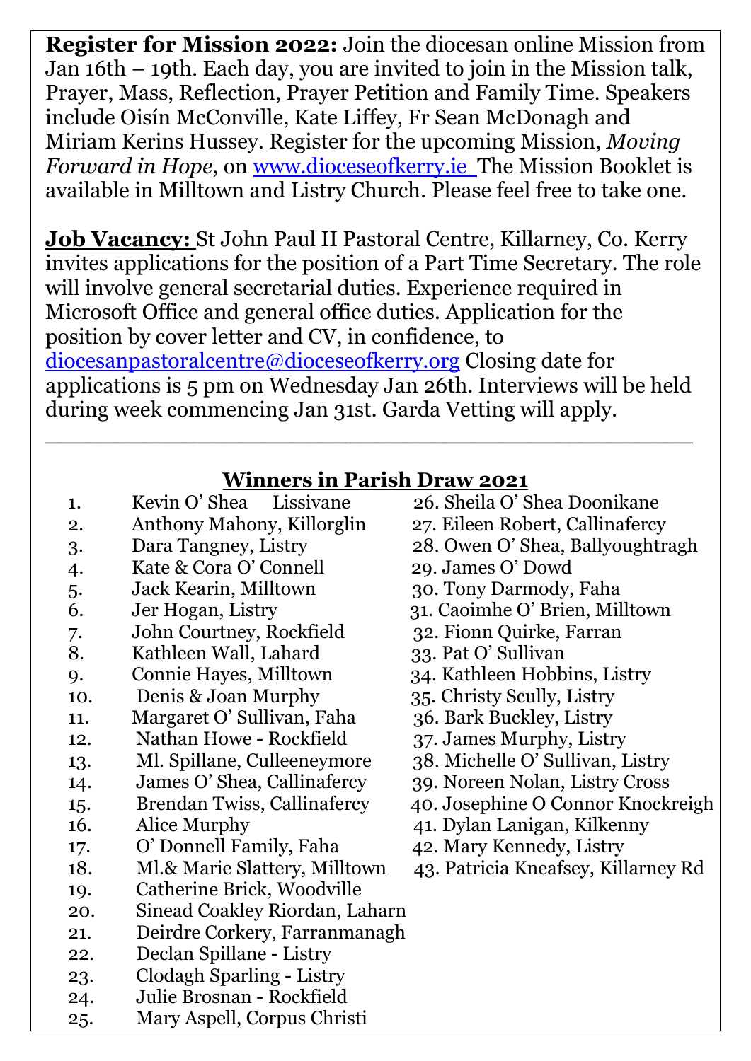**Register for Mission 2022:** Join the diocesan online Mission from Jan 16th – 19th. Each day, you are invited to join in the Mission talk, Prayer, Mass, Reflection, Prayer Petition and Family Time. Speakers include Oisín McConville, Kate Liffey, Fr Sean McDonagh and Miriam Kerins Hussey. Register for the upcoming Mission, *Moving Forward in Hope*, on www.dioceseofkerry.ie The Mission Booklet is available in Milltown and Listry Church. Please feel free to take one.

**Job Vacancy:** St John Paul II Pastoral Centre, Killarney, Co. Kerry invites applications for the position of a Part Time Secretary. The role will involve general secretarial duties. Experience required in Microsoft Office and general office duties. Application for the position by cover letter and CV, in confidence, to diocesanpastoralcentre@dioceseofkerry.org Closing date for applications is 5 pm on Wednesday Jan 26th. Interviews will be held during week commencing Jan 31st. Garda Vetting will apply.

---

## Winners in Parish Draw 2021

1. Kevin O' Shea Lissivane
2. Anthony Mahony, Killorglin
3. Dara Tangney, Listry
4. Kate & Cora O' Connell
5. Jack Kearin, Milltown
6. Jer Hogan, Listry
7. John Courtney, Rockfield
8. Kathleen Wall, Lahard
9. Connie Hayes, Milltown
10. Denis & Joan Murphy
11. Margaret O' Sullivan, Faha
12. Nathan Howe - Rockfield
13. Ml. Spillane, Culleeneymore
14. James O' Shea, Callinafercy
15. Brendan Twiss, Callinafercy
16. Alice Murphy
17. O' Donnell Family, Faha
18. Ml.& Marie Slattery, Milltown
19. Catherine Brick, Woodville
20. Sinead Coakley Riordan, Laharn
21. Deirdre Corkery, Farranmanagh
22. Declan Spillane - Listry
23. Clodagh Sparling - Listry
24. Julie Brosnan - Rockfield
25. Mary Aspell, Corpus Christi
26. Sheila O' Shea Doonikane
27. Eileen Robert, Callinafercy
28. Owen O' Shea, Ballyoughtragh
29. James O' Dowd
30. Tony Darmody, Faha
31. Caoimhe O' Brien, Milltown
32. Fionn Quirke, Farran
33. Pat O' Sullivan
34. Kathleen Hobbins, Listry
35. Christy Scully, Listry
36. Bark Buckley, Listry
37. James Murphy, Listry
38. Michelle O' Sullivan, Listry
39. Noreen Nolan, Listry Cross
40. Josephine O Connor Knockreigh
41. Dylan Lanigan, Kilkenny
42. Mary Kennedy, Listry
43. Patricia Kneafsey, Killarney Rd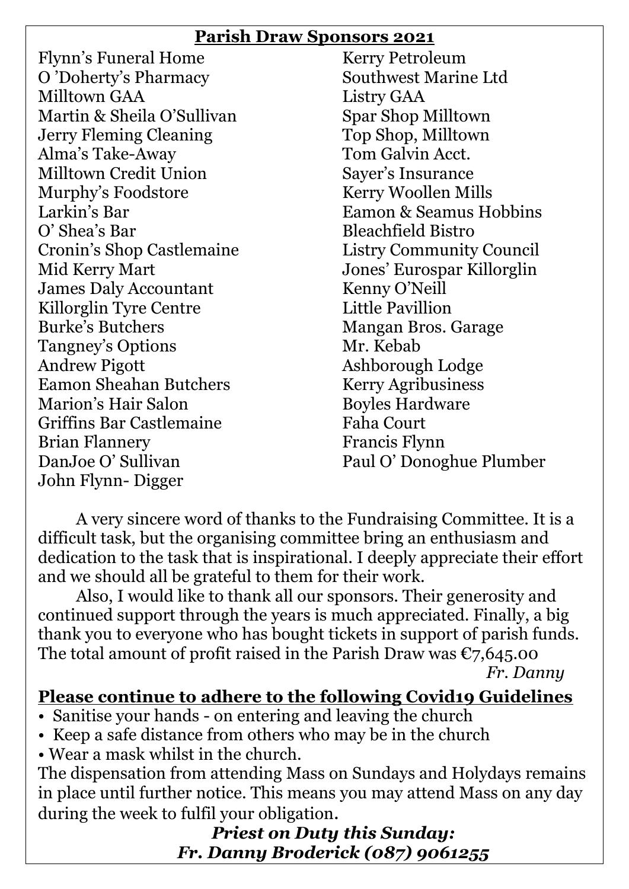## Parish Draw Sponsors 2021

Flynn's Funeral Home
O 'Doherty's Pharmacy
Milltown GAA
Martin & Sheila O'Sullivan
Jerry Fleming Cleaning
Alma's Take-Away
Milltown Credit Union
Murphy's Foodstore
Larkin's Bar
O' Shea's Bar
Cronin's Shop Castlemaine
Mid Kerry Mart
James Daly Accountant
Killorglin Tyre Centre
Burke's Butchers
Tangney's Options
Andrew Pigott
Eamon Sheahan Butchers
Marion's Hair Salon
Griffins Bar Castlemaine
Brian Flannery
DanJoe O' Sullivan
John Flynn- Digger
Kerry Petroleum
Southwest Marine Ltd
Listry GAA
Spar Shop Milltown
Top Shop, Milltown
Tom Galvin Acct.
Sayer's Insurance
Kerry Woollen Mills
Eamon & Seamus Hobbins
Bleachfield Bistro
Listry Community Council
Jones' Eurospar Killorglin
Kenny O'Neill
Little Pavillion
Mangan Bros. Garage
Mr. Kebab
Ashborough Lodge
Kerry Agribusiness
Boyles Hardware
Faha Court
Francis Flynn
Paul O' Donoghue Plumber

A very sincere word of thanks to the Fundraising Committee. It is a difficult task, but the organising committee bring an enthusiasm and dedication to the task that is inspirational. I deeply appreciate their effort and we should all be grateful to them for their work.

Also, I would like to thank all our sponsors. Their generosity and continued support through the years is much appreciated. Finally, a big thank you to everyone who has bought tickets in support of parish funds. The total amount of profit raised in the Parish Draw was €7,645.00

*Fr. Danny*

## Please continue to adhere to the following Covid19 Guidelines

- Sanitise your hands - on entering and leaving the church
- Keep a safe distance from others who may be in the church
- Wear a mask whilst in the church.

The dispensation from attending Mass on Sundays and Holydays remains in place until further notice. This means you may attend Mass on any day during the week to fulfil your obligation.

***Priest on Duty this Sunday:***
***Fr. Danny Broderick (087) 9061255***